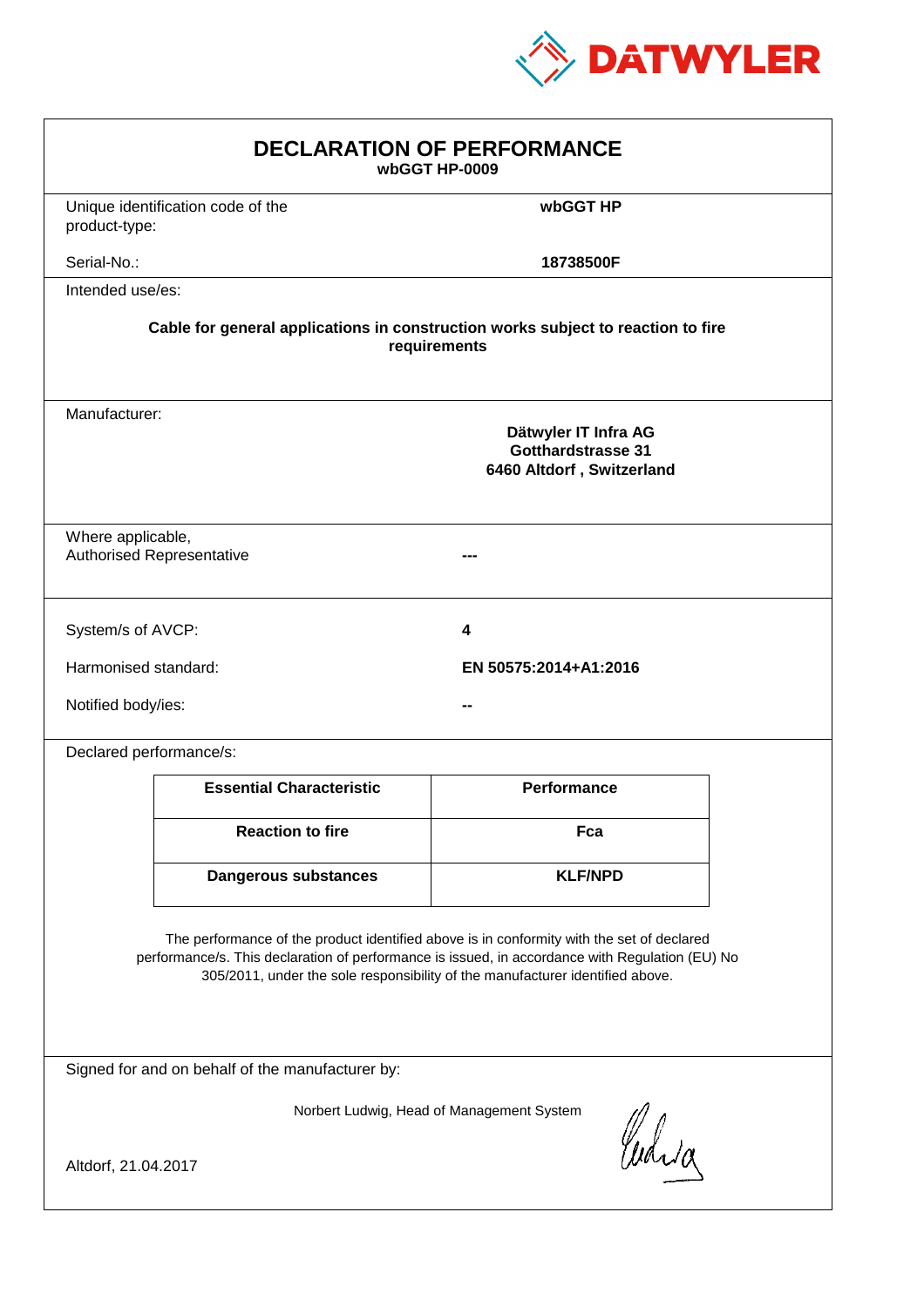DATWYLER

# DECLARATION OF PERFORMANCE

**wbGGT HP-0009**

| | |
|---|---|
| Unique identification code of the product-type: | **wbGGT HP** |
| Serial-No.: | **18738500F** |

Intended use/es:

**Cable for general applications in construction works subject to reaction to fire requirements**

Manufacturer:

**Dätwyler IT Infra AG**
**Gotthardstrasse 31**
**6460 Altdorf , Switzerland**

Where applicable,
Authorised Representative **---**

| | |
|---|---|
| System/s of AVCP: | **4** |
| Harmonised standard: | **EN 50575:2014+A1:2016** |
| Notified body/ies: | **--** |

Declared performance/s:

| Essential Characteristic | Performance |
|---|---|
| **Reaction to fire** | **Fca** |
| **Dangerous substances** | **KLF/NPD** |

The performance of the product identified above is in conformity with the set of declared performance/s. This declaration of performance is issued, in accordance with Regulation (EU) No 305/2011, under the sole responsibility of the manufacturer identified above.

Signed for and on behalf of the manufacturer by:

Norbert Ludwig, Head of Management System

Altdorf, 21.04.2017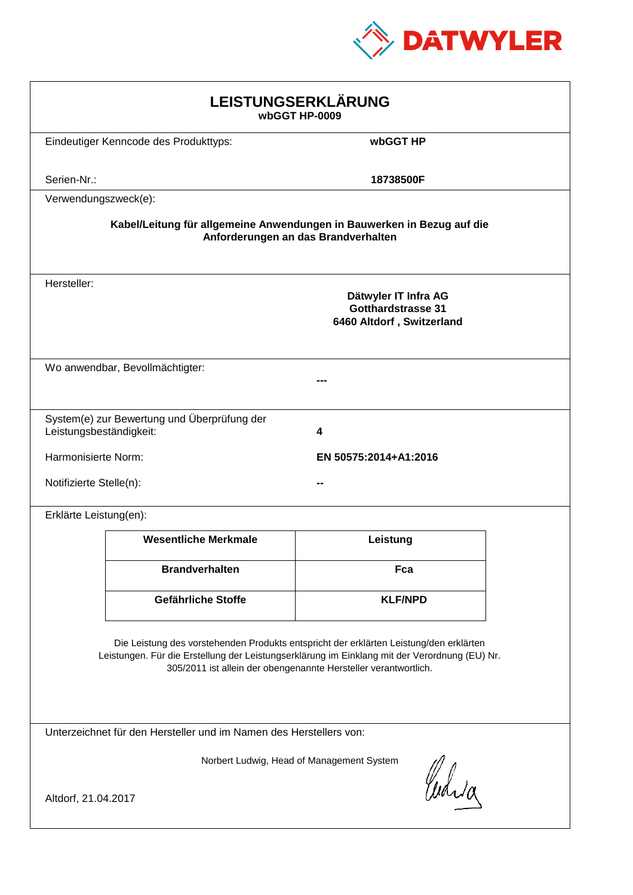DATWYLER

# LEISTUNGSERKLÄRUNG
**wbGGT HP-0009**

Eindeutiger Kenncode des Produkttyps: **wbGGT HP**

Serien-Nr.: **18738500F**

Verwendungszweck(e):

**Kabel/Leitung für allgemeine Anwendungen in Bauwerken in Bezug auf die Anforderungen an das Brandverhalten**

Hersteller:

**Dätwyler IT Infra AG**
**Gotthardstrasse 31**
**6460 Altdorf , Switzerland**

Wo anwendbar, Bevollmächtigter: **---**

System(e) zur Bewertung und Überprüfung der Leistungsbeständigkeit: **4**

Harmonisierte Norm: **EN 50575:2014+A1:2016**

Notifizierte Stelle(n): **--**

Erklärte Leistung(en):

| Wesentliche Merkmale | Leistung |
|---|---|
| **Brandverhalten** | **Fca** |
| **Gefährliche Stoffe** | **KLF/NPD** |

Die Leistung des vorstehenden Produkts entspricht der erklärten Leistung/den erklärten Leistungen. Für die Erstellung der Leistungserklärung im Einklang mit der Verordnung (EU) Nr. 305/2011 ist allein der obengenannte Hersteller verantwortlich.

Unterzeichnet für den Hersteller und im Namen des Herstellers von:

Norbert Ludwig, Head of Management System

Altdorf, 21.04.2017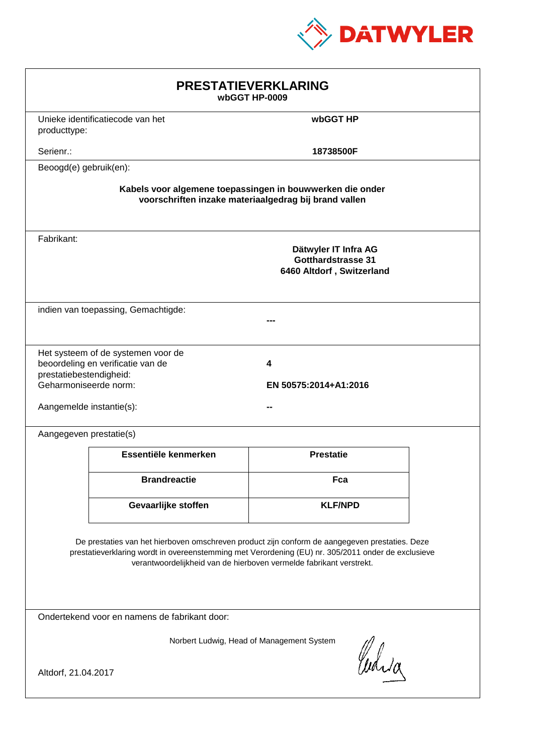DATWYLER

# PRESTATIEVERKLARING

**wbGGT HP-0009**

Unieke identificatiecode van het producttype: **wbGGT HP**

Serienr.: **18738500F**

Beoogd(e) gebruik(en):

**Kabels voor algemene toepassingen in bouwwerken die onder voorschriften inzake materiaalgedrag bij brand vallen**

Fabrikant:

**Dätwyler IT Infra AG**
**Gotthardstrasse 31**
**6460 Altdorf , Switzerland**

indien van toepassing, Gemachtigde: **---**

Het systeem of de systemen voor de beoordeling en verificatie van de prestatiebestendigheid: **4**

Geharmoniseerde norm: **EN 50575:2014+A1:2016**

Aangemelde instantie(s): **--**

Aangegeven prestatie(s)

| Essentiële kenmerken | Prestatie |
|---|---|
| **Brandreactie** | **Fca** |
| **Gevaarlijke stoffen** | **KLF/NPD** |

De prestaties van het hierboven omschreven product zijn conform de aangegeven prestaties. Deze prestatieverklaring wordt in overeenstemming met Verordening (EU) nr. 305/2011 onder de exclusieve verantwoordelijkheid van de hierboven vermelde fabrikant verstrekt.

Ondertekend voor en namens de fabrikant door:

Norbert Ludwig, Head of Management System

Altdorf, 21.04.2017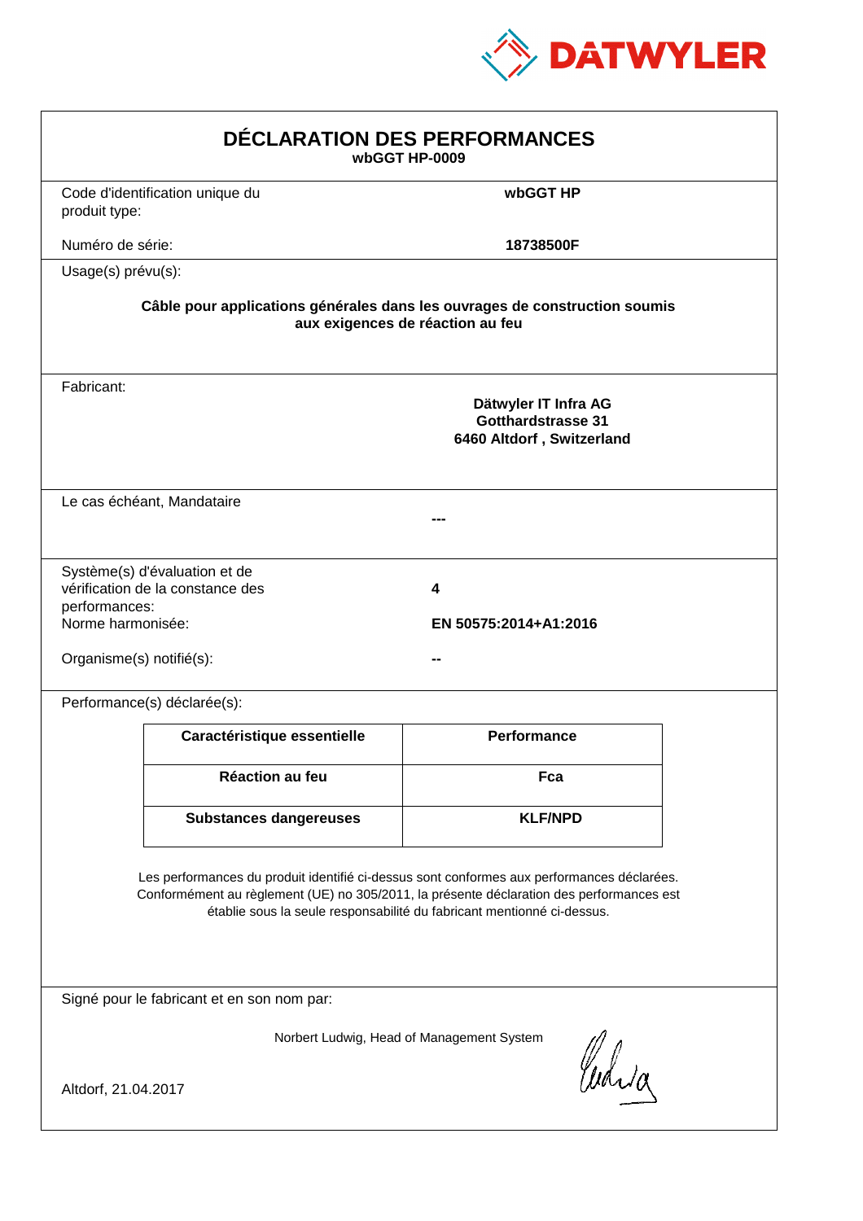DATWYLER

# DÉCLARATION DES PERFORMANCES

**wbGGT HP-0009**

Code d'identification unique du produit type: **wbGGT HP**

Numéro de série: **18738500F**

Usage(s) prévu(s):

**Câble pour applications générales dans les ouvrages de construction soumis aux exigences de réaction au feu**

Fabricant:

**Dätwyler IT Infra AG**
**Gotthardstrasse 31**
**6460 Altdorf , Switzerland**

Le cas échéant, Mandataire

**---**

Système(s) d'évaluation et de vérification de la constance des performances: **4**

Norme harmonisée: **EN 50575:2014+A1:2016**

Organisme(s) notifié(s): **--**

Performance(s) déclarée(s):

| Caractéristique essentielle | Performance |
|---|---|
| **Réaction au feu** | **Fca** |
| **Substances dangereuses** | **KLF/NPD** |

Les performances du produit identifié ci-dessus sont conformes aux performances déclarées. Conformément au règlement (UE) no 305/2011, la présente déclaration des performances est établie sous la seule responsabilité du fabricant mentionné ci-dessus.

Signé pour le fabricant et en son nom par:

Norbert Ludwig, Head of Management System

Altdorf, 21.04.2017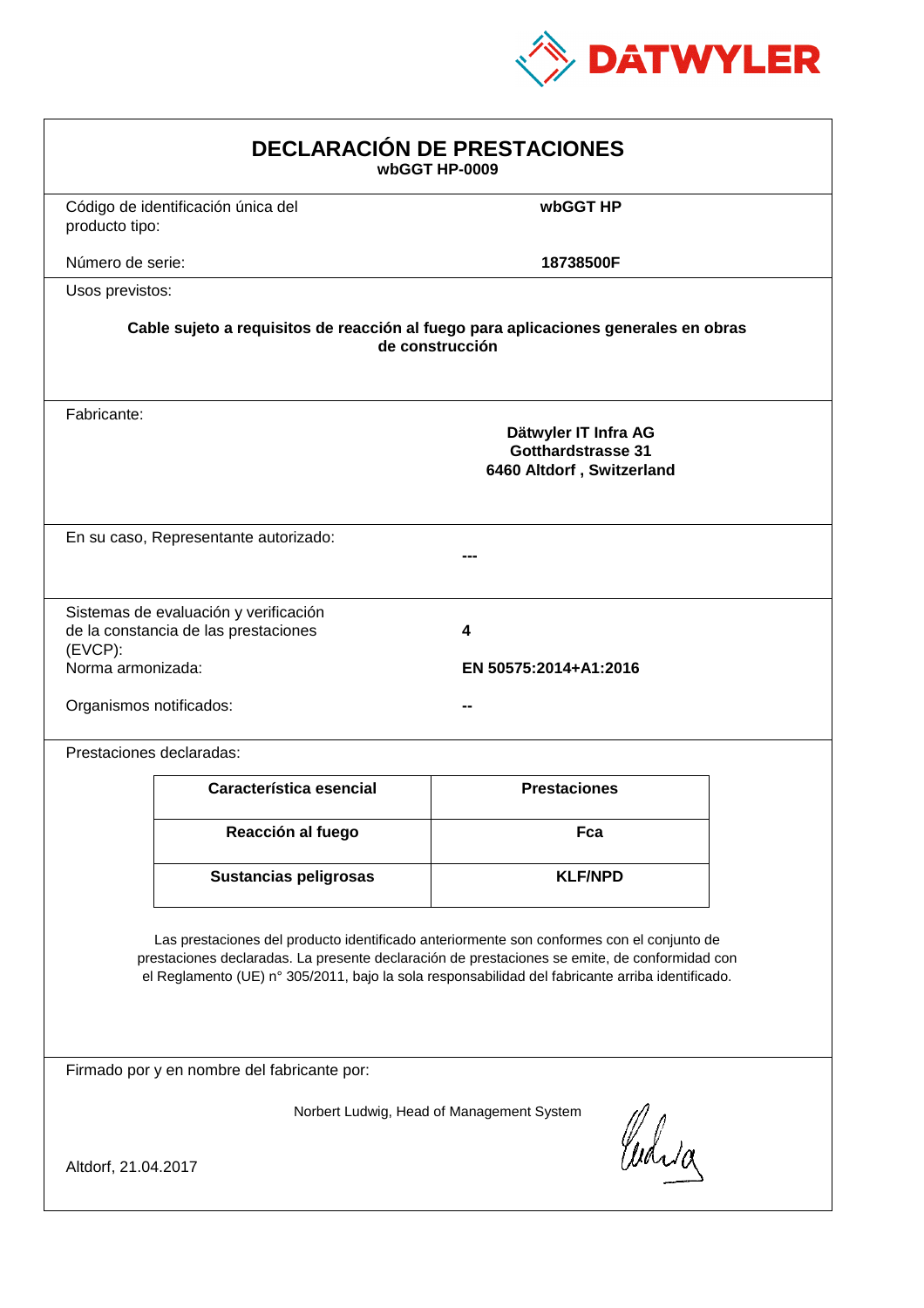DATWYLER

# DECLARACIÓN DE PRESTACIONES

**wbGGT HP-0009**

Código de identificación única del producto tipo: **wbGGT HP**

Número de serie: **18738500F**

Usos previstos:

**Cable sujeto a requisitos de reacción al fuego para aplicaciones generales en obras de construcción**

Fabricante:

**Dätwyler IT Infra AG**
**Gotthardstrasse 31**
**6460 Altdorf , Switzerland**

En su caso, Representante autorizado: **---**

Sistemas de evaluación y verificación de la constancia de las prestaciones (EVCP): **4**

Norma armonizada: **EN 50575:2014+A1:2016**

Organismos notificados: **--**

Prestaciones declaradas:

| Característica esencial | Prestaciones |
|---|---|
| **Reacción al fuego** | **Fca** |
| **Sustancias peligrosas** | **KLF/NPD** |

Las prestaciones del producto identificado anteriormente son conformes con el conjunto de prestaciones declaradas. La presente declaración de prestaciones se emite, de conformidad con el Reglamento (UE) n° 305/2011, bajo la sola responsabilidad del fabricante arriba identificado.

Firmado por y en nombre del fabricante por:

Norbert Ludwig, Head of Management System

Altdorf, 21.04.2017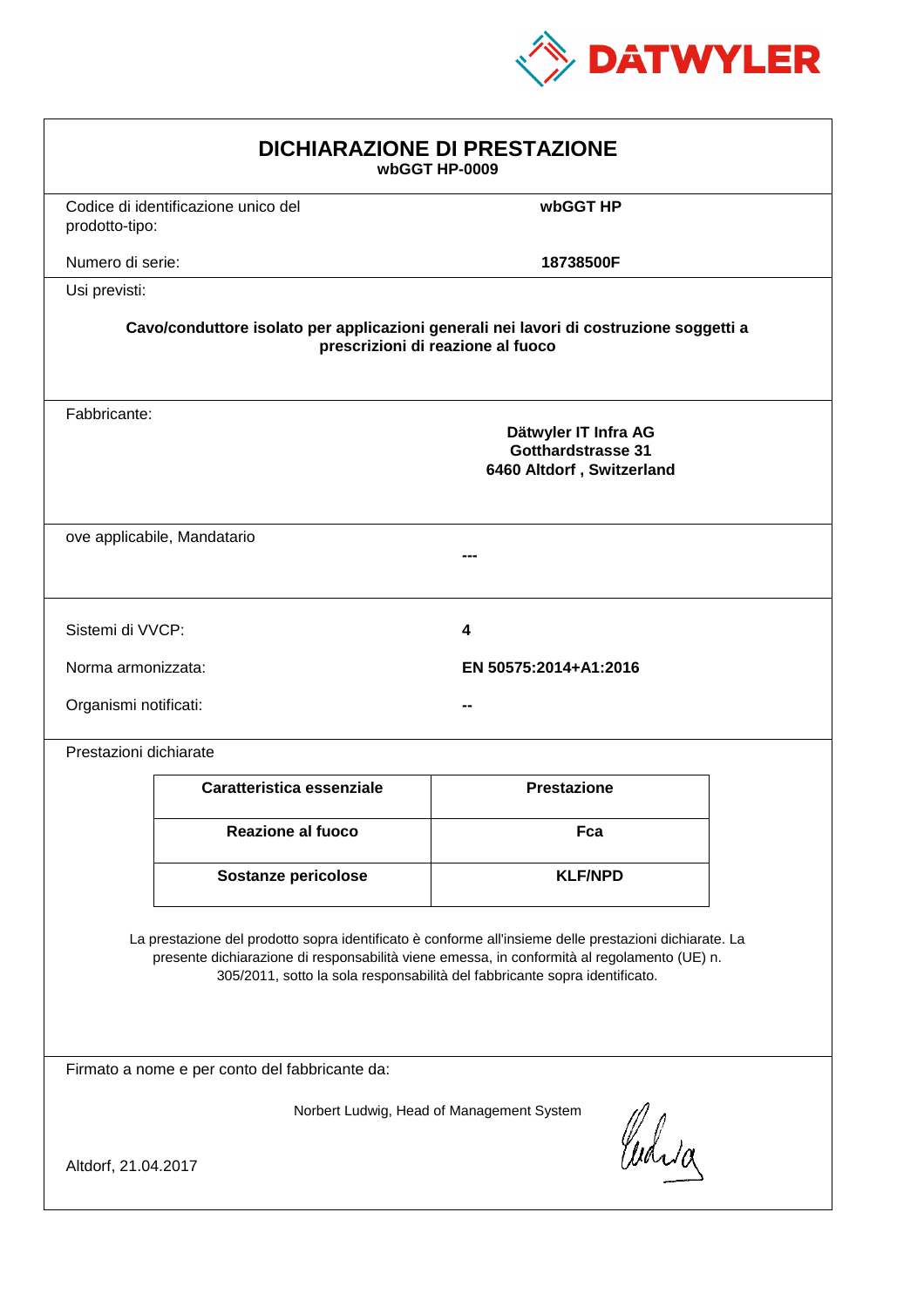DATWYLER

# DICHIARAZIONE DI PRESTAZIONE

**wbGGT HP-0009**

| | |
|---|---|
| Codice di identificazione unico del prodotto-tipo: | **wbGGT HP** |
| Numero di serie: | **18738500F** |

Usi previsti:

**Cavo/conduttore isolato per applicazioni generali nei lavori di costruzione soggetti a prescrizioni di reazione al fuoco**

Fabbricante:

**Dätwyler IT Infra AG**
**Gotthardstrasse 31**
**6460 Altdorf , Switzerland**

ove applicabile, Mandatario

**---**

| | |
|---|---|
| Sistemi di VVCP: | **4** |
| Norma armonizzata: | **EN 50575:2014+A1:2016** |
| Organismi notificati: | **--** |

Prestazioni dichiarate

| Caratteristica essenziale | Prestazione |
|---|---|
| **Reazione al fuoco** | **Fca** |
| **Sostanze pericolose** | **KLF/NPD** |

La prestazione del prodotto sopra identificato è conforme all'insieme delle prestazioni dichiarate. La presente dichiarazione di responsabilità viene emessa, in conformità al regolamento (UE) n. 305/2011, sotto la sola responsabilità del fabbricante sopra identificato.

Firmato a nome e per conto del fabbricante da:

Norbert Ludwig, Head of Management System

Altdorf, 21.04.2017